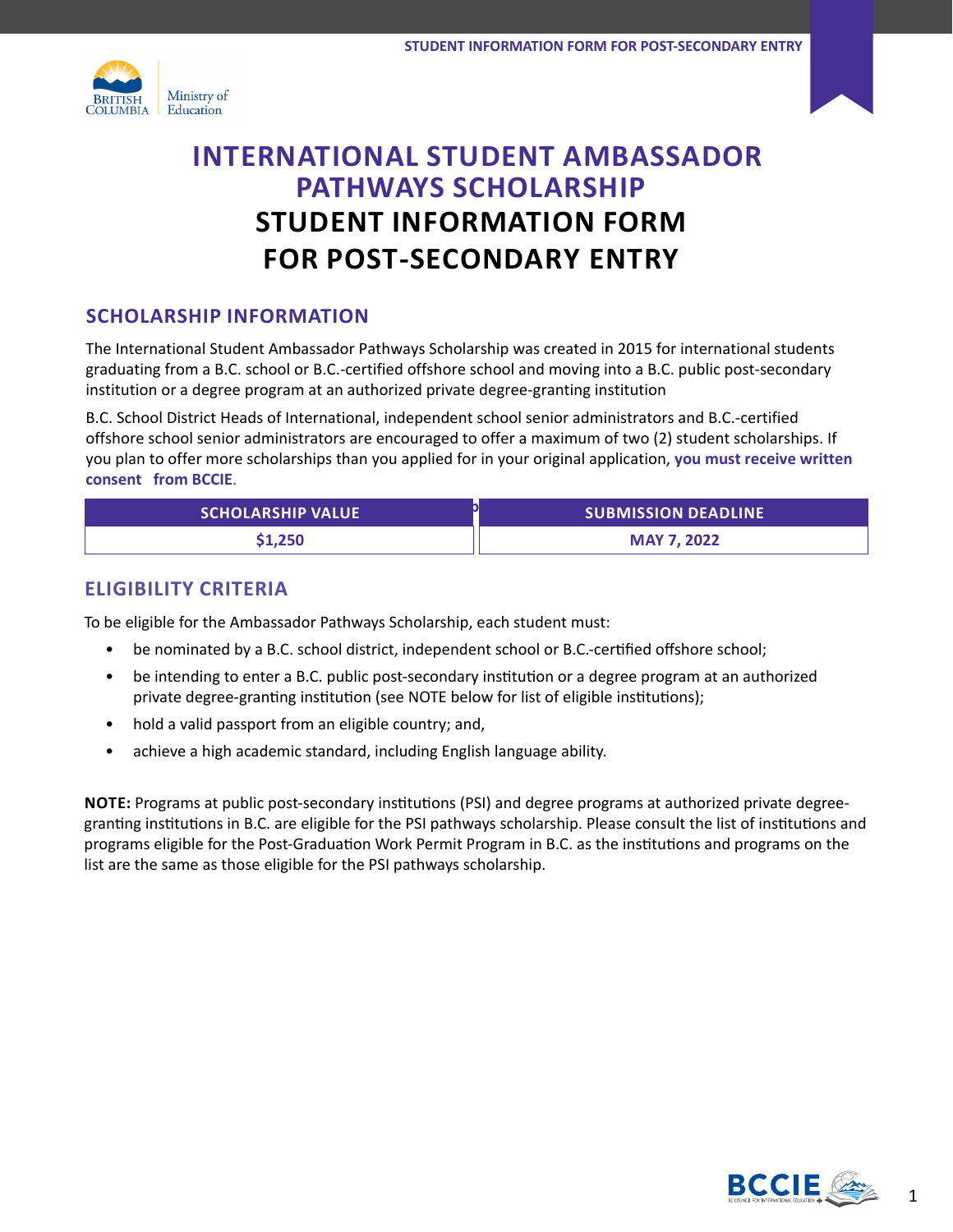# INTERNATIONAL STUDENT AMBASSADOR PATHWAYS SCHOLARSHIP
# STUDENT INFORMATION FORM FOR POST-SECONDARY ENTRY

## SCHOLARSHIP INFORMATION

The International Student Ambassador Pathways Scholarship was created in 2015 for international students graduating from a B.C. school or B.C.-certified offshore school and moving into a B.C. public post-secondary institution or a degree program at an authorized private degree-granting institution

B.C. School District Heads of International, independent school senior administrators and B.C.-certified offshore school senior administrators are encouraged to offer a maximum of two (2) student scholarships. If you plan to offer more scholarships than you applied for in your original application, **you must receive written consent from BCCIE**.

| SCHOLARSHIP VALUE | SUBMISSION DEADLINE |
|---|---|
| $1,250 | MAY 7, 2022 |

## ELIGIBILITY CRITERIA

To be eligible for the Ambassador Pathways Scholarship, each student must:

- be nominated by a B.C. school district, independent school or B.C.-certified offshore school;
- be intending to enter a B.C. public post-secondary institution or a degree program at an authorized private degree-granting institution (see NOTE below for list of eligible institutions);
- hold a valid passport from an eligible country; and,
- achieve a high academic standard, including English language ability.

**NOTE:** Programs at public post-secondary institutions (PSI) and degree programs at authorized private degree-granting institutions in B.C. are eligible for the PSI pathways scholarship. Please consult the list of institutions and programs eligible for the Post-Graduation Work Permit Program in B.C. as the institutions and programs on the list are the same as those eligible for the PSI pathways scholarship.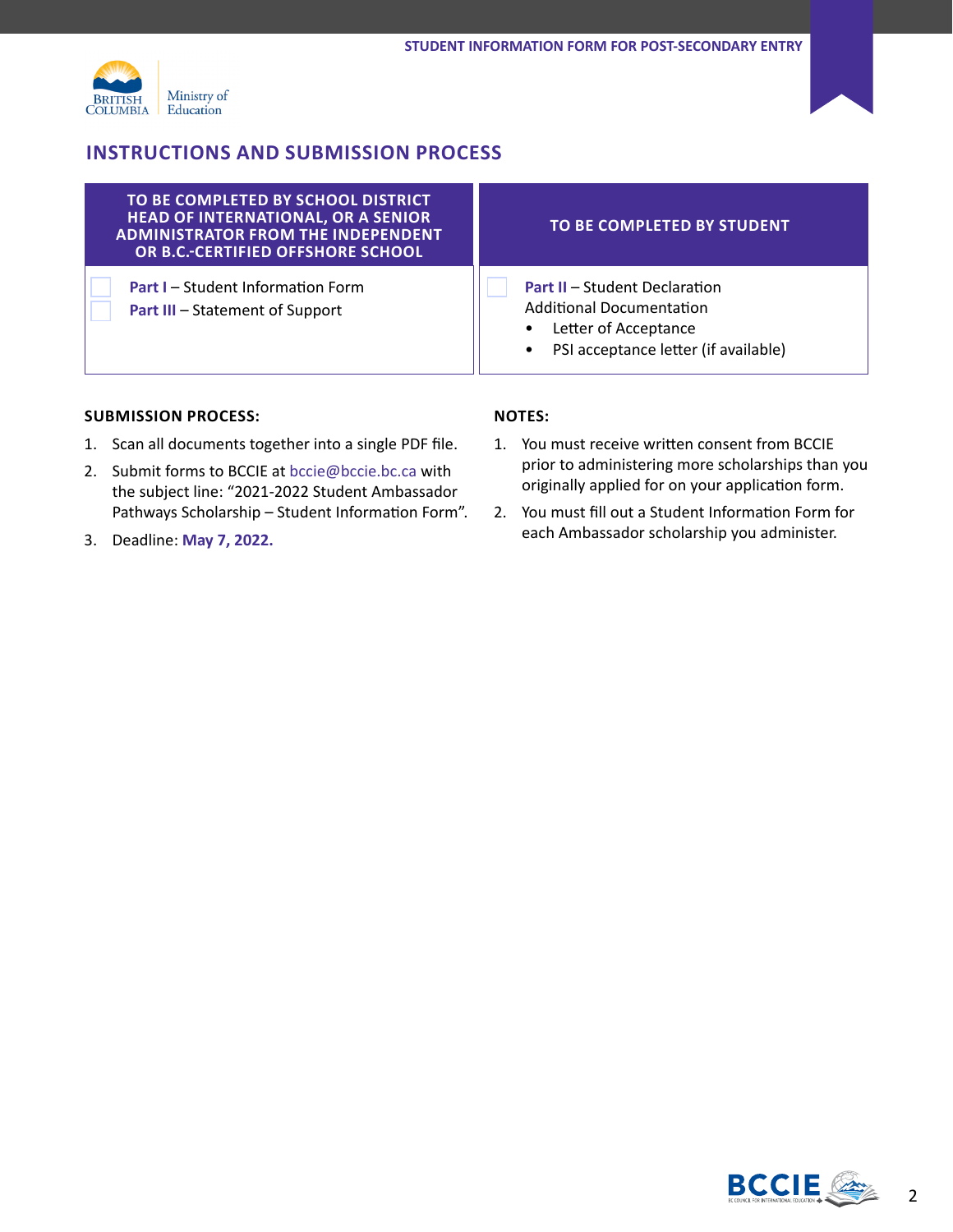## INSTRUCTIONS AND SUBMISSION PROCESS

| TO BE COMPLETED BY SCHOOL DISTRICT HEAD OF INTERNATIONAL, OR A SENIOR ADMINISTRATOR FROM THE INDEPENDENT OR B.C.-CERTIFIED OFFSHORE SCHOOL | TO BE COMPLETED BY STUDENT |
|---|---|
| ☐ **Part I** – Student Information Form<br>☐ **Part III** – Statement of Support | ☐ **Part II** – Student Declaration<br>Additional Documentation<br>• Letter of Acceptance<br>• PSI acceptance letter (if available) |

**SUBMISSION PROCESS:**

1. Scan all documents together into a single PDF file.
2. Submit forms to BCCIE at bccie@bccie.bc.ca with the subject line: "2021-2022 Student Ambassador Pathways Scholarship – Student Information Form".
3. Deadline: **May 7, 2022.**

**NOTES:**

1. You must receive written consent from BCCIE prior to administering more scholarships than you originally applied for on your application form.
2. You must fill out a Student Information Form for each Ambassador scholarship you administer.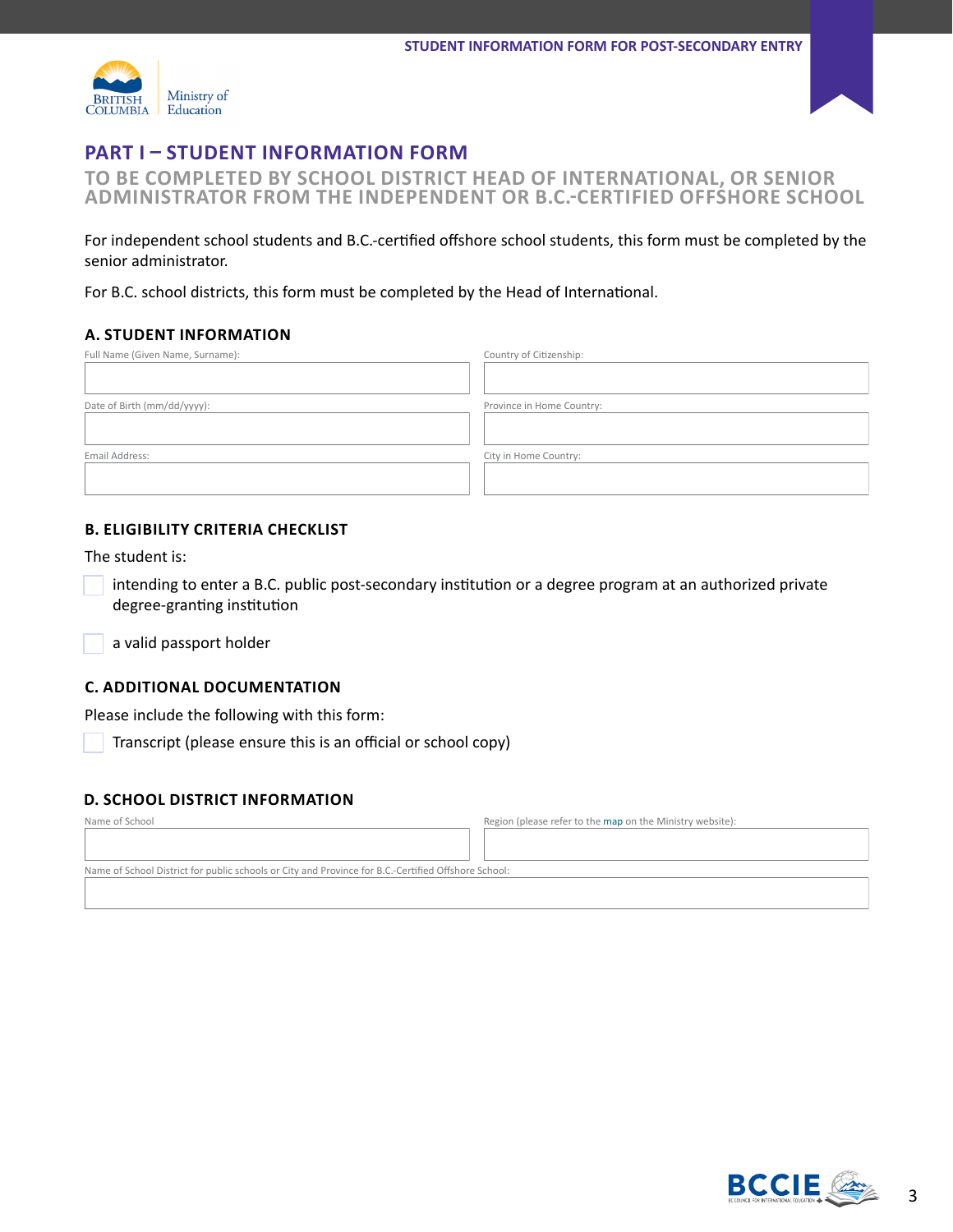# PART I – STUDENT INFORMATION FORM

## TO BE COMPLETED BY SCHOOL DISTRICT HEAD OF INTERNATIONAL, OR SENIOR ADMINISTRATOR FROM THE INDEPENDENT OR B.C.-CERTIFIED OFFSHORE SCHOOL

For independent school students and B.C.-certified offshore school students, this form must be completed by the senior administrator.

For B.C. school districts, this form must be completed by the Head of International.

### A. STUDENT INFORMATION

| Full Name (Given Name, Surname): | Country of Citizenship: |
|---|---|
| | |
| **Date of Birth (mm/dd/yyyy):** | **Province in Home Country:** |
| | |
| **Email Address:** | **City in Home Country:** |
| | |

### B. ELIGIBILITY CRITERIA CHECKLIST

The student is:

- [ ] intending to enter a B.C. public post-secondary institution or a degree program at an authorized private degree-granting institution
- [ ] a valid passport holder

### C. ADDITIONAL DOCUMENTATION

Please include the following with this form:

- [ ] Transcript (please ensure this is an official or school copy)

### D. SCHOOL DISTRICT INFORMATION

| Name of School | Region (please refer to the map on the Ministry website): |
|---|---|
| | |

Name of School District for public schools or City and Province for B.C.-Certified Offshore School:

| |
|---|
| |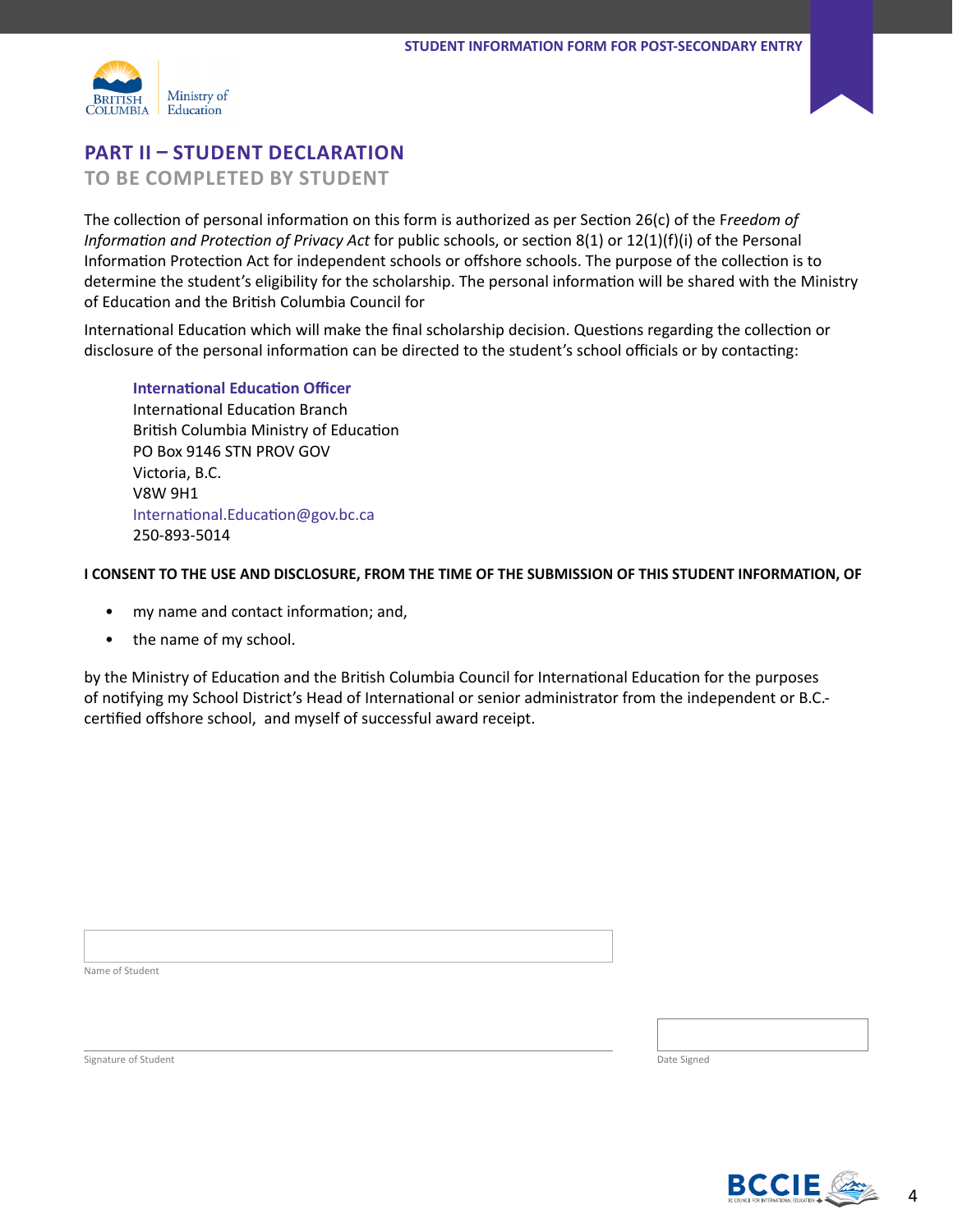## PART II – STUDENT DECLARATION

### TO BE COMPLETED BY STUDENT

The collection of personal information on this form is authorized as per Section 26(c) of the F*reedom of Information and Protection of Privacy Act* for public schools, or section 8(1) or 12(1)(f)(i) of the Personal Information Protection Act for independent schools or offshore schools. The purpose of the collection is to determine the student's eligibility for the scholarship. The personal information will be shared with the Ministry of Education and the British Columbia Council for

International Education which will make the final scholarship decision. Questions regarding the collection or disclosure of the personal information can be directed to the student's school officials or by contacting:

**International Education Officer**
International Education Branch
British Columbia Ministry of Education
PO Box 9146 STN PROV GOV
Victoria, B.C.
V8W 9H1
International.Education@gov.bc.ca
250-893-5014

**I CONSENT TO THE USE AND DISCLOSURE, FROM THE TIME OF THE SUBMISSION OF THIS STUDENT INFORMATION, OF**

- my name and contact information; and,
- the name of my school.

by the Ministry of Education and the British Columbia Council for International Education for the purposes of notifying my School District's Head of International or senior administrator from the independent or B.C.-certified offshore school, and myself of successful award receipt.

Name of Student

Signature of Student

Date Signed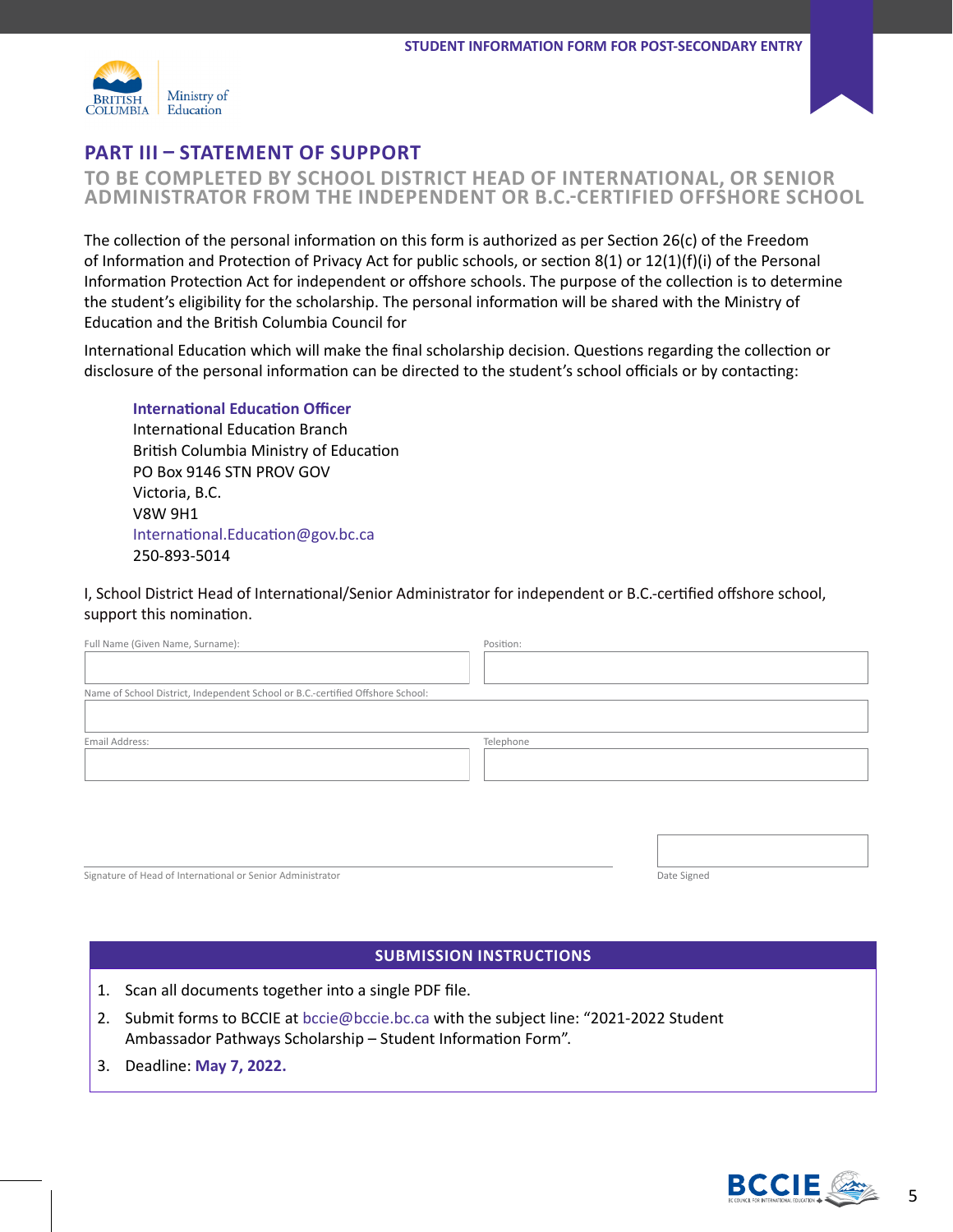## PART III – STATEMENT OF SUPPORT

### TO BE COMPLETED BY SCHOOL DISTRICT HEAD OF INTERNATIONAL, OR SENIOR ADMINISTRATOR FROM THE INDEPENDENT OR B.C.-CERTIFIED OFFSHORE SCHOOL

The collection of the personal information on this form is authorized as per Section 26(c) of the Freedom of Information and Protection of Privacy Act for public schools, or section 8(1) or 12(1)(f)(i) of the Personal Information Protection Act for independent or offshore schools. The purpose of the collection is to determine the student's eligibility for the scholarship. The personal information will be shared with the Ministry of Education and the British Columbia Council for

International Education which will make the final scholarship decision. Questions regarding the collection or disclosure of the personal information can be directed to the student's school officials or by contacting:

**International Education Officer**
International Education Branch
British Columbia Ministry of Education
PO Box 9146 STN PROV GOV
Victoria, B.C.
V8W 9H1
International.Education@gov.bc.ca
250-893-5014

I, School District Head of International/Senior Administrator for independent or B.C.-certified offshore school, support this nomination.

Full Name (Given Name, Surname):

Position:

Name of School District, Independent School or B.C.-certified Offshore School:

Email Address:

Telephone

Signature of Head of International or Senior Administrator

Date Signed

**SUBMISSION INSTRUCTIONS**

1. Scan all documents together into a single PDF file.
2. Submit forms to BCCIE at bccie@bccie.bc.ca with the subject line: "2021-2022 Student Ambassador Pathways Scholarship – Student Information Form".
3. Deadline: **May 7, 2022.**